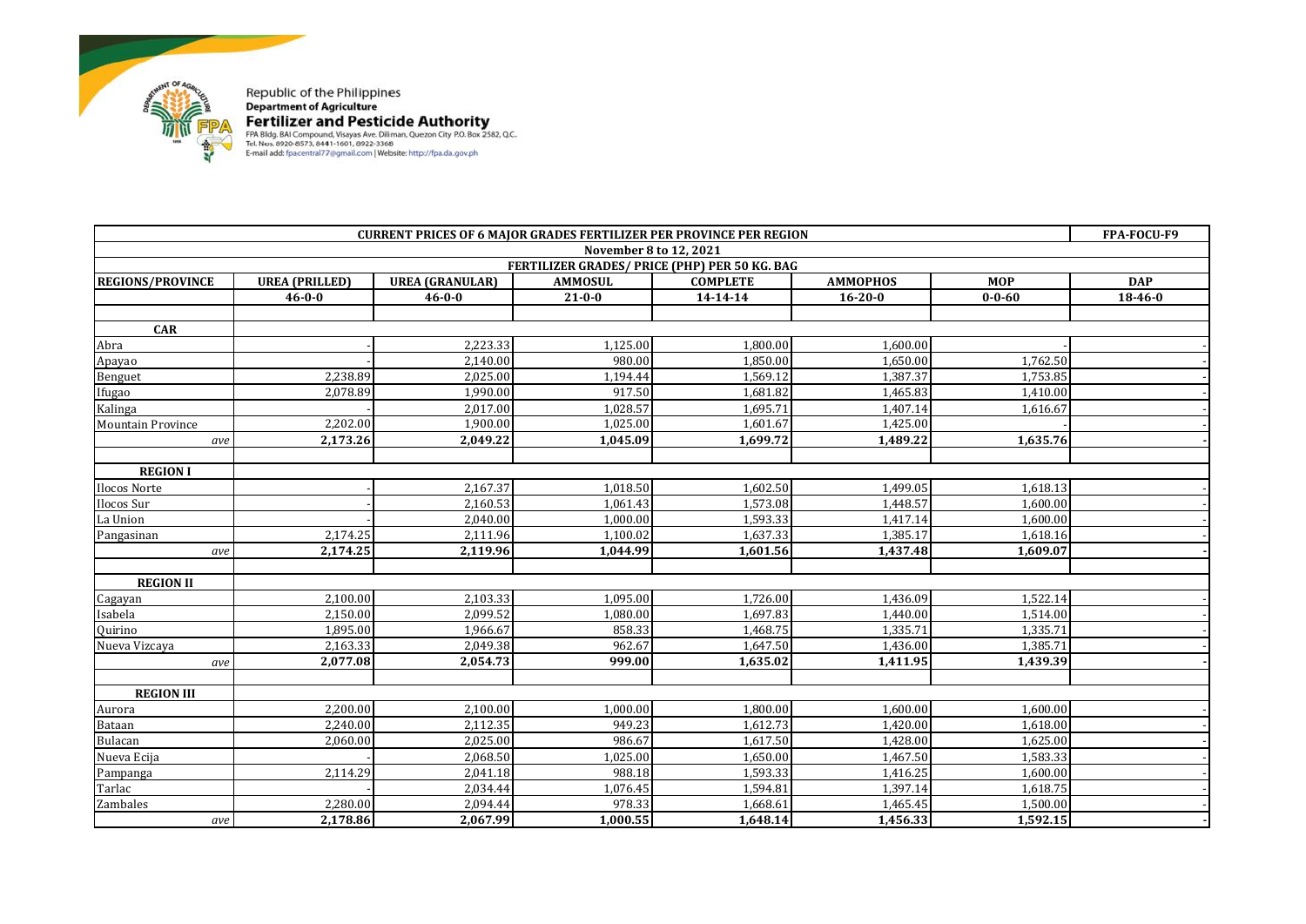Republic of the Philippines
**Department of Agriculture**
**Fertilizer and Pesticide Authority**
FPA Bldg. BAI Compound, Visayas Ave. Diliman, Quezon City P.O. Box 2582, Q.C.
Tel. Nos. 8920-8573, 8441-1601, 8922-3368
E-mail add: fpacentral77@gmail.com | Website: http://fpa.da.gov.ph

| CURRENT PRICES OF 6 MAJOR GRADES FERTILIZER PER PROVINCE PER REGION | | | | | | | FPA-FOCU-F9 |
|---|---|---|---|---|---|---|---|
| November 8 to 12, 2021 | | | | | | | |
| FERTILIZER GRADES/ PRICE (PHP) PER 50 KG. BAG | | | | | | | |
| REGIONS/PROVINCE | UREA (PRILLED) | UREA (GRANULAR) | AMMOSUL | COMPLETE | AMMOPHOS | MOP | DAP |
| | 46-0-0 | 46-0-0 | 21-0-0 | 14-14-14 | 16-20-0 | 0-0-60 | 18-46-0 |
| | | | | | | | |
| **CAR** | | | | | | | |
| Abra | - | 2,223.33 | 1,125.00 | 1,800.00 | 1,600.00 | - | - |
| Apayao | - | 2,140.00 | 980.00 | 1,850.00 | 1,650.00 | 1,762.50 | - |
| Benguet | 2,238.89 | 2,025.00 | 1,194.44 | 1,569.12 | 1,387.37 | 1,753.85 | - |
| Ifugao | 2,078.89 | 1,990.00 | 917.50 | 1,681.82 | 1,465.83 | 1,410.00 | - |
| Kalinga | - | 2,017.00 | 1,028.57 | 1,695.71 | 1,407.14 | 1,616.67 | - |
| Mountain Province | 2,202.00 | 1,900.00 | 1,025.00 | 1,601.67 | 1,425.00 | - | - |
| *ave* | **2,173.26** | **2,049.22** | **1,045.09** | **1,699.72** | **1,489.22** | **1,635.76** | **-** |
| | | | | | | | |
| **REGION I** | | | | | | | |
| Ilocos Norte | - | 2,167.37 | 1,018.50 | 1,602.50 | 1,499.05 | 1,618.13 | - |
| Ilocos Sur | - | 2,160.53 | 1,061.43 | 1,573.08 | 1,448.57 | 1,600.00 | - |
| La Union | - | 2,040.00 | 1,000.00 | 1,593.33 | 1,417.14 | 1,600.00 | - |
| Pangasinan | 2,174.25 | 2,111.96 | 1,100.02 | 1,637.33 | 1,385.17 | 1,618.16 | - |
| *ave* | **2,174.25** | **2,119.96** | **1,044.99** | **1,601.56** | **1,437.48** | **1,609.07** | **-** |
| | | | | | | | |
| **REGION II** | | | | | | | |
| Cagayan | 2,100.00 | 2,103.33 | 1,095.00 | 1,726.00 | 1,436.09 | 1,522.14 | - |
| Isabela | 2,150.00 | 2,099.52 | 1,080.00 | 1,697.83 | 1,440.00 | 1,514.00 | - |
| Quirino | 1,895.00 | 1,966.67 | 858.33 | 1,468.75 | 1,335.71 | 1,335.71 | - |
| Nueva Vizcaya | 2,163.33 | 2,049.38 | 962.67 | 1,647.50 | 1,436.00 | 1,385.71 | - |
| *ave* | **2,077.08** | **2,054.73** | **999.00** | **1,635.02** | **1,411.95** | **1,439.39** | **-** |
| | | | | | | | |
| **REGION III** | | | | | | | |
| Aurora | 2,200.00 | 2,100.00 | 1,000.00 | 1,800.00 | 1,600.00 | 1,600.00 | - |
| Bataan | 2,240.00 | 2,112.35 | 949.23 | 1,612.73 | 1,420.00 | 1,618.00 | - |
| Bulacan | 2,060.00 | 2,025.00 | 986.67 | 1,617.50 | 1,428.00 | 1,625.00 | - |
| Nueva Ecija | - | 2,068.50 | 1,025.00 | 1,650.00 | 1,467.50 | 1,583.33 | - |
| Pampanga | 2,114.29 | 2,041.18 | 988.18 | 1,593.33 | 1,416.25 | 1,600.00 | - |
| Tarlac | - | 2,034.44 | 1,076.45 | 1,594.81 | 1,397.14 | 1,618.75 | - |
| Zambales | 2,280.00 | 2,094.44 | 978.33 | 1,668.61 | 1,465.45 | 1,500.00 | - |
| *ave* | **2,178.86** | **2,067.99** | **1,000.55** | **1,648.14** | **1,456.33** | **1,592.15** | **-** |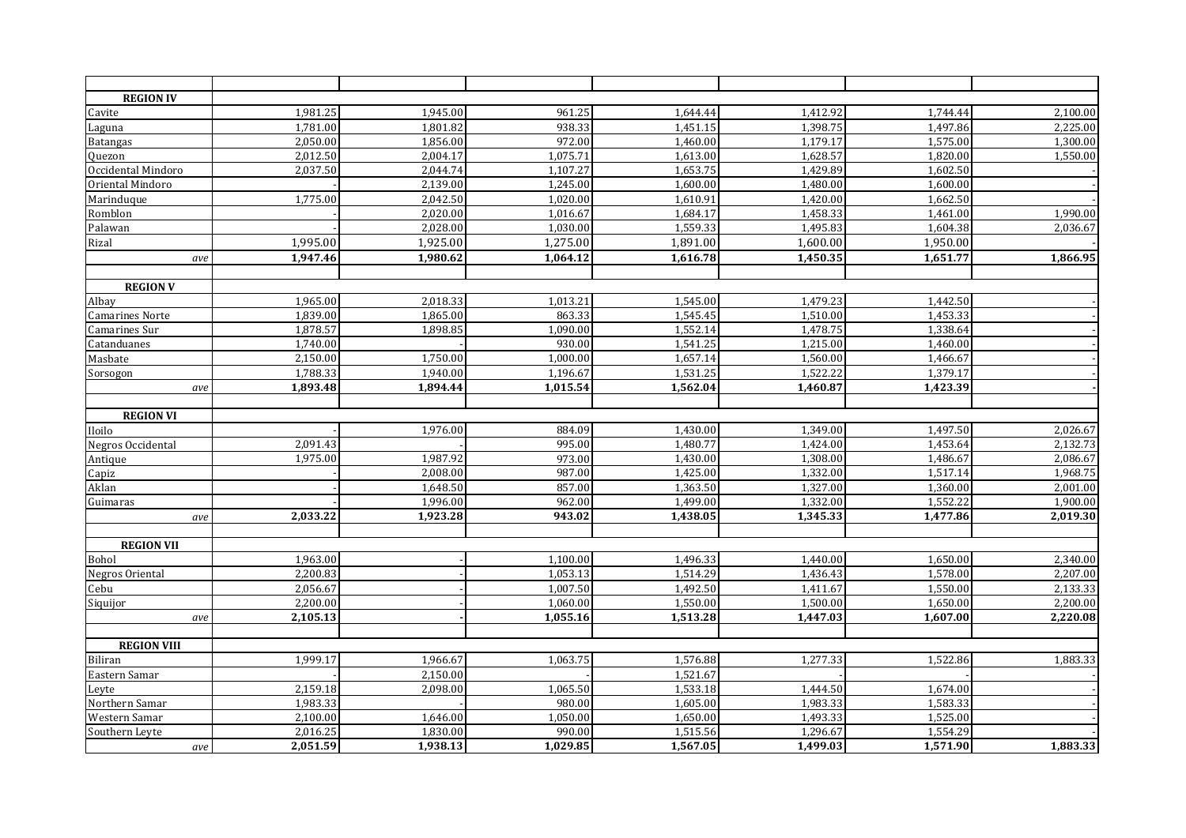| | | | | | | | |
|---|---|---|---|---|---|---|---|
| **REGION IV** | | | | | | | |
| Cavite | 1,981.25 | 1,945.00 | 961.25 | 1,644.44 | 1,412.92 | 1,744.44 | 2,100.00 |
| Laguna | 1,781.00 | 1,801.82 | 938.33 | 1,451.15 | 1,398.75 | 1,497.86 | 2,225.00 |
| Batangas | 2,050.00 | 1,856.00 | 972.00 | 1,460.00 | 1,179.17 | 1,575.00 | 1,300.00 |
| Quezon | 2,012.50 | 2,004.17 | 1,075.71 | 1,613.00 | 1,628.57 | 1,820.00 | 1,550.00 |
| Occidental Mindoro | 2,037.50 | 2,044.74 | 1,107.27 | 1,653.75 | 1,429.89 | 1,602.50 | - |
| Oriental Mindoro | - | 2,139.00 | 1,245.00 | 1,600.00 | 1,480.00 | 1,600.00 | - |
| Marinduque | 1,775.00 | 2,042.50 | 1,020.00 | 1,610.91 | 1,420.00 | 1,662.50 | - |
| Romblon | - | 2,020.00 | 1,016.67 | 1,684.17 | 1,458.33 | 1,461.00 | 1,990.00 |
| Palawan | - | 2,028.00 | 1,030.00 | 1,559.33 | 1,495.83 | 1,604.38 | 2,036.67 |
| Rizal | 1,995.00 | 1,925.00 | 1,275.00 | 1,891.00 | 1,600.00 | 1,950.00 | - |
| *ave* | **1,947.46** | **1,980.62** | **1,064.12** | **1,616.78** | **1,450.35** | **1,651.77** | **1,866.95** |
| | | | | | | | |
| **REGION V** | | | | | | | |
| Albay | 1,965.00 | 2,018.33 | 1,013.21 | 1,545.00 | 1,479.23 | 1,442.50 | - |
| Camarines Norte | 1,839.00 | 1,865.00 | 863.33 | 1,545.45 | 1,510.00 | 1,453.33 | - |
| Camarines Sur | 1,878.57 | 1,898.85 | 1,090.00 | 1,552.14 | 1,478.75 | 1,338.64 | - |
| Catanduanes | 1,740.00 | - | 930.00 | 1,541.25 | 1,215.00 | 1,460.00 | - |
| Masbate | 2,150.00 | 1,750.00 | 1,000.00 | 1,657.14 | 1,560.00 | 1,466.67 | - |
| Sorsogon | 1,788.33 | 1,940.00 | 1,196.67 | 1,531.25 | 1,522.22 | 1,379.17 | - |
| *ave* | **1,893.48** | **1,894.44** | **1,015.54** | **1,562.04** | **1,460.87** | **1,423.39** | **-** |
| | | | | | | | |
| **REGION VI** | | | | | | | |
| Iloilo | - | 1,976.00 | 884.09 | 1,430.00 | 1,349.00 | 1,497.50 | 2,026.67 |
| Negros Occidental | 2,091.43 | - | 995.00 | 1,480.77 | 1,424.00 | 1,453.64 | 2,132.73 |
| Antique | 1,975.00 | 1,987.92 | 973.00 | 1,430.00 | 1,308.00 | 1,486.67 | 2,086.67 |
| Capiz | - | 2,008.00 | 987.00 | 1,425.00 | 1,332.00 | 1,517.14 | 1,968.75 |
| Aklan | - | 1,648.50 | 857.00 | 1,363.50 | 1,327.00 | 1,360.00 | 2,001.00 |
| Guimaras | - | 1,996.00 | 962.00 | 1,499.00 | 1,332.00 | 1,552.22 | 1,900.00 |
| *ave* | **2,033.22** | **1,923.28** | **943.02** | **1,438.05** | **1,345.33** | **1,477.86** | **2,019.30** |
| | | | | | | | |
| **REGION VII** | | | | | | | |
| Bohol | 1,963.00 | - | 1,100.00 | 1,496.33 | 1,440.00 | 1,650.00 | 2,340.00 |
| Negros Oriental | 2,200.83 | - | 1,053.13 | 1,514.29 | 1,436.43 | 1,578.00 | 2,207.00 |
| Cebu | 2,056.67 | - | 1,007.50 | 1,492.50 | 1,411.67 | 1,550.00 | 2,133.33 |
| Siquijor | 2,200.00 | - | 1,060.00 | 1,550.00 | 1,500.00 | 1,650.00 | 2,200.00 |
| *ave* | **2,105.13** | **-** | **1,055.16** | **1,513.28** | **1,447.03** | **1,607.00** | **2,220.08** |
| | | | | | | | |
| **REGION VIII** | | | | | | | |
| Biliran | 1,999.17 | 1,966.67 | 1,063.75 | 1,576.88 | 1,277.33 | 1,522.86 | 1,883.33 |
| Eastern Samar | - | 2,150.00 | - | 1,521.67 | - | - | - |
| Leyte | 2,159.18 | 2,098.00 | 1,065.50 | 1,533.18 | 1,444.50 | 1,674.00 | - |
| Northern Samar | 1,983.33 | - | 980.00 | 1,605.00 | 1,983.33 | 1,583.33 | - |
| Western Samar | 2,100.00 | 1,646.00 | 1,050.00 | 1,650.00 | 1,493.33 | 1,525.00 | - |
| Southern Leyte | 2,016.25 | 1,830.00 | 990.00 | 1,515.56 | 1,296.67 | 1,554.29 | - |
| *ave* | **2,051.59** | **1,938.13** | **1,029.85** | **1,567.05** | **1,499.03** | **1,571.90** | **1,883.33** |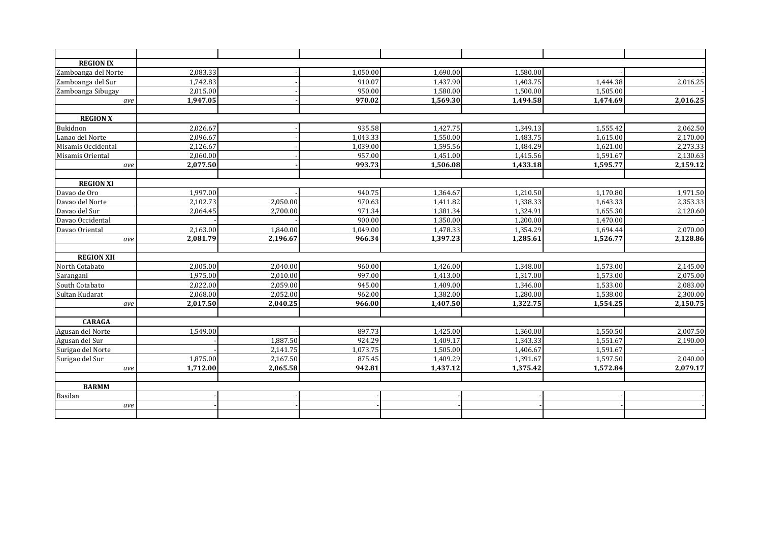| | | | | | | | |
|---|---|---|---|---|---|---|---|
| **REGION IX** | | | | | | | |
| Zamboanga del Norte | 2,083.33 | - | 1,050.00 | 1,690.00 | 1,580.00 | - | - |
| Zamboanga del Sur | 1,742.83 | - | 910.07 | 1,437.90 | 1,403.75 | 1,444.38 | 2,016.25 |
| Zamboanga Sibugay | 2,015.00 | - | 950.00 | 1,580.00 | 1,500.00 | 1,505.00 | - |
| *ave* | **1,947.05** | **-** | **970.02** | **1,569.30** | **1,494.58** | **1,474.69** | **2,016.25** |
| | | | | | | | |
| **REGION X** | | | | | | | |
| Bukidnon | 2,026.67 | - | 935.58 | 1,427.75 | 1,349.13 | 1,555.42 | 2,062.50 |
| Lanao del Norte | 2,096.67 | - | 1,043.33 | 1,550.00 | 1,483.75 | 1,615.00 | 2,170.00 |
| Misamis Occidental | 2,126.67 | - | 1,039.00 | 1,595.56 | 1,484.29 | 1,621.00 | 2,273.33 |
| Misamis Oriental | 2,060.00 | - | 957.00 | 1,451.00 | 1,415.56 | 1,591.67 | 2,130.63 |
| *ave* | **2,077.50** | **-** | **993.73** | **1,506.08** | **1,433.18** | **1,595.77** | **2,159.12** |
| | | | | | | | |
| **REGION XI** | | | | | | | |
| Davao de Oro | 1,997.00 | - | 940.75 | 1,364.67 | 1,210.50 | 1,170.80 | 1,971.50 |
| Davao del Norte | 2,102.73 | 2,050.00 | 970.63 | 1,411.82 | 1,338.33 | 1,643.33 | 2,353.33 |
| Davao del Sur | 2,064.45 | 2,700.00 | 971.34 | 1,381.34 | 1,324.91 | 1,655.30 | 2,120.60 |
| Davao Occidental | - | - | 900.00 | 1,350.00 | 1,200.00 | 1,470.00 | - |
| Davao Oriental | 2,163.00 | 1,840.00 | 1,049.00 | 1,478.33 | 1,354.29 | 1,694.44 | 2,070.00 |
| *ave* | **2,081.79** | **2,196.67** | **966.34** | **1,397.23** | **1,285.61** | **1,526.77** | **2,128.86** |
| | | | | | | | |
| **REGION XII** | | | | | | | |
| North Cotabato | 2,005.00 | 2,040.00 | 960.00 | 1,426.00 | 1,348.00 | 1,573.00 | 2,145.00 |
| Sarangani | 1,975.00 | 2,010.00 | 997.00 | 1,413.00 | 1,317.00 | 1,573.00 | 2,075.00 |
| South Cotabato | 2,022.00 | 2,059.00 | 945.00 | 1,409.00 | 1,346.00 | 1,533.00 | 2,083.00 |
| Sultan Kudarat | 2,068.00 | 2,052.00 | 962.00 | 1,382.00 | 1,280.00 | 1,538.00 | 2,300.00 |
| *ave* | **2,017.50** | **2,040.25** | **966.00** | **1,407.50** | **1,322.75** | **1,554.25** | **2,150.75** |
| | | | | | | | |
| **CARAGA** | | | | | | | |
| Agusan del Norte | 1,549.00 | - | 897.73 | 1,425.00 | 1,360.00 | 1,550.50 | 2,007.50 |
| Agusan del Sur | - | 1,887.50 | 924.29 | 1,409.17 | 1,343.33 | 1,551.67 | 2,190.00 |
| Surigao del Norte | - | 2,141.75 | 1,073.75 | 1,505.00 | 1,406.67 | 1,591.67 | - |
| Surigao del Sur | 1,875.00 | 2,167.50 | 875.45 | 1,409.29 | 1,391.67 | 1,597.50 | 2,040.00 |
| *ave* | **1,712.00** | **2,065.58** | **942.81** | **1,437.12** | **1,375.42** | **1,572.84** | **2,079.17** |
| | | | | | | | |
| **BARMM** | | | | | | | |
| Basilan | - | - | - | - | - | - | - |
| *ave* | **-** | **-** | **-** | **-** | **-** | **-** | **-** |
| | | | | | | | |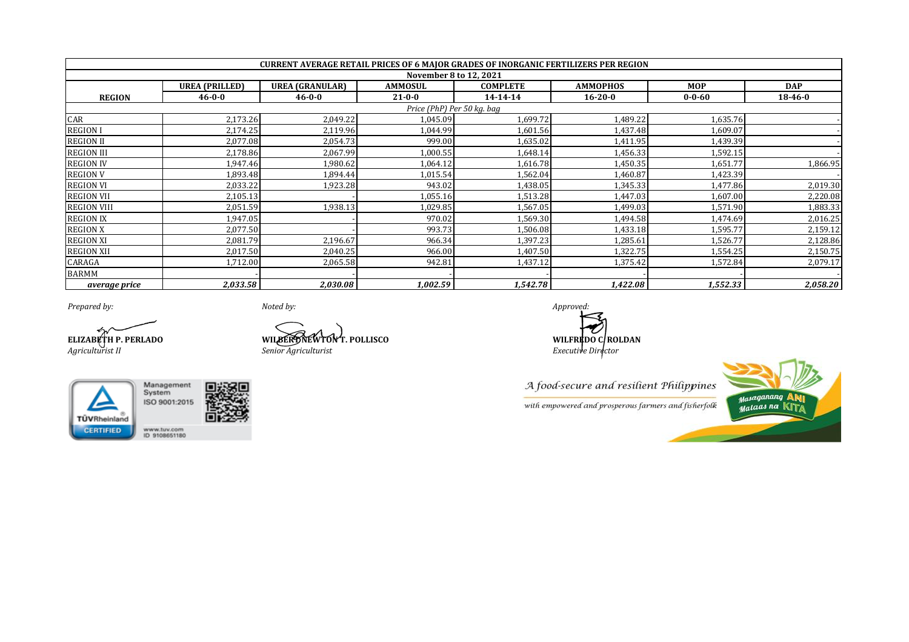| CURRENT AVERAGE RETAIL PRICES OF 6 MAJOR GRADES OF INORGANIC FERTILIZERS PER REGION | | | | | | | |
|---|---|---|---|---|---|---|---|
| November 8 to 12, 2021 | | | | | | | |
| | UREA (PRILLED) | UREA (GRANULAR) | AMMOSUL | COMPLETE | AMMOPHOS | MOP | DAP |
| REGION | 46-0-0 | 46-0-0 | 21-0-0 | 14-14-14 | 16-20-0 | 0-0-60 | 18-46-0 |
| Price (PhP) Per 50 kg. bag | | | | | | | |
| CAR | 2,173.26 | 2,049.22 | 1,045.09 | 1,699.72 | 1,489.22 | 1,635.76 | - |
| REGION I | 2,174.25 | 2,119.96 | 1,044.99 | 1,601.56 | 1,437.48 | 1,609.07 | - |
| REGION II | 2,077.08 | 2,054.73 | 999.00 | 1,635.02 | 1,411.95 | 1,439.39 | - |
| REGION III | 2,178.86 | 2,067.99 | 1,000.55 | 1,648.14 | 1,456.33 | 1,592.15 | - |
| REGION IV | 1,947.46 | 1,980.62 | 1,064.12 | 1,616.78 | 1,450.35 | 1,651.77 | 1,866.95 |
| REGION V | 1,893.48 | 1,894.44 | 1,015.54 | 1,562.04 | 1,460.87 | 1,423.39 | - |
| REGION VI | 2,033.22 | 1,923.28 | 943.02 | 1,438.05 | 1,345.33 | 1,477.86 | 2,019.30 |
| REGION VII | 2,105.13 | - | 1,055.16 | 1,513.28 | 1,447.03 | 1,607.00 | 2,220.08 |
| REGION VIII | 2,051.59 | 1,938.13 | 1,029.85 | 1,567.05 | 1,499.03 | 1,571.90 | 1,883.33 |
| REGION IX | 1,947.05 | - | 970.02 | 1,569.30 | 1,494.58 | 1,474.69 | 2,016.25 |
| REGION X | 2,077.50 | - | 993.73 | 1,506.08 | 1,433.18 | 1,595.77 | 2,159.12 |
| REGION XI | 2,081.79 | 2,196.67 | 966.34 | 1,397.23 | 1,285.61 | 1,526.77 | 2,128.86 |
| REGION XII | 2,017.50 | 2,040.25 | 966.00 | 1,407.50 | 1,322.75 | 1,554.25 | 2,150.75 |
| CARAGA | 1,712.00 | 2,065.58 | 942.81 | 1,437.12 | 1,375.42 | 1,572.84 | 2,079.17 |
| BARMM | - | - | - | - | - | - | - |
| *average price* | ***2,033.58*** | ***2,030.08*** | ***1,002.59*** | ***1,542.78*** | ***1,422.08*** | ***1,552.33*** | ***2,058.20*** |

*Prepared by:*

**ELIZABETH P. PERLADO**
*Agriculturist II*

*Noted by:*

**WILBERT NEWTON T. POLLISCO**
*Senior Agriculturist*

*Approved:*

**WILFREDO C. ROLDAN**
*Executive Director*

Management System ISO 9001:2015
www.tuv.com ID 9108651180

*A food-secure and resilient Philippines*

*with empowered and prosperous farmers and fisherfolk*

Masaganang ANI Mataas na KITA